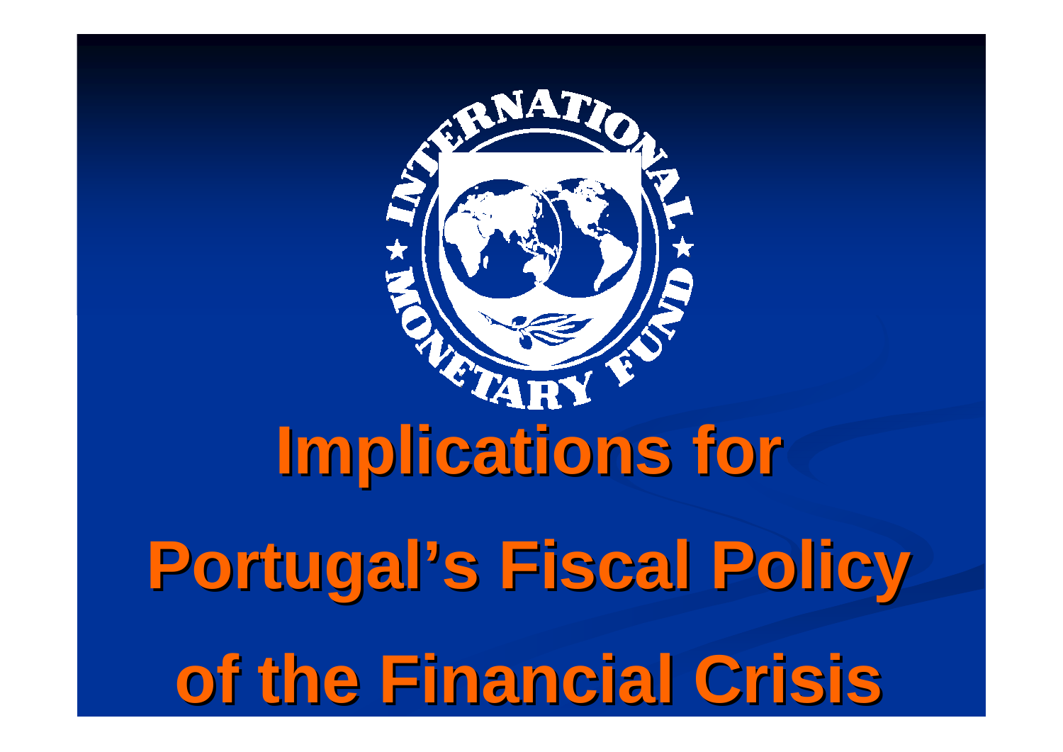# Implications for Portugal's Fiscal Policy of the Financial Crisis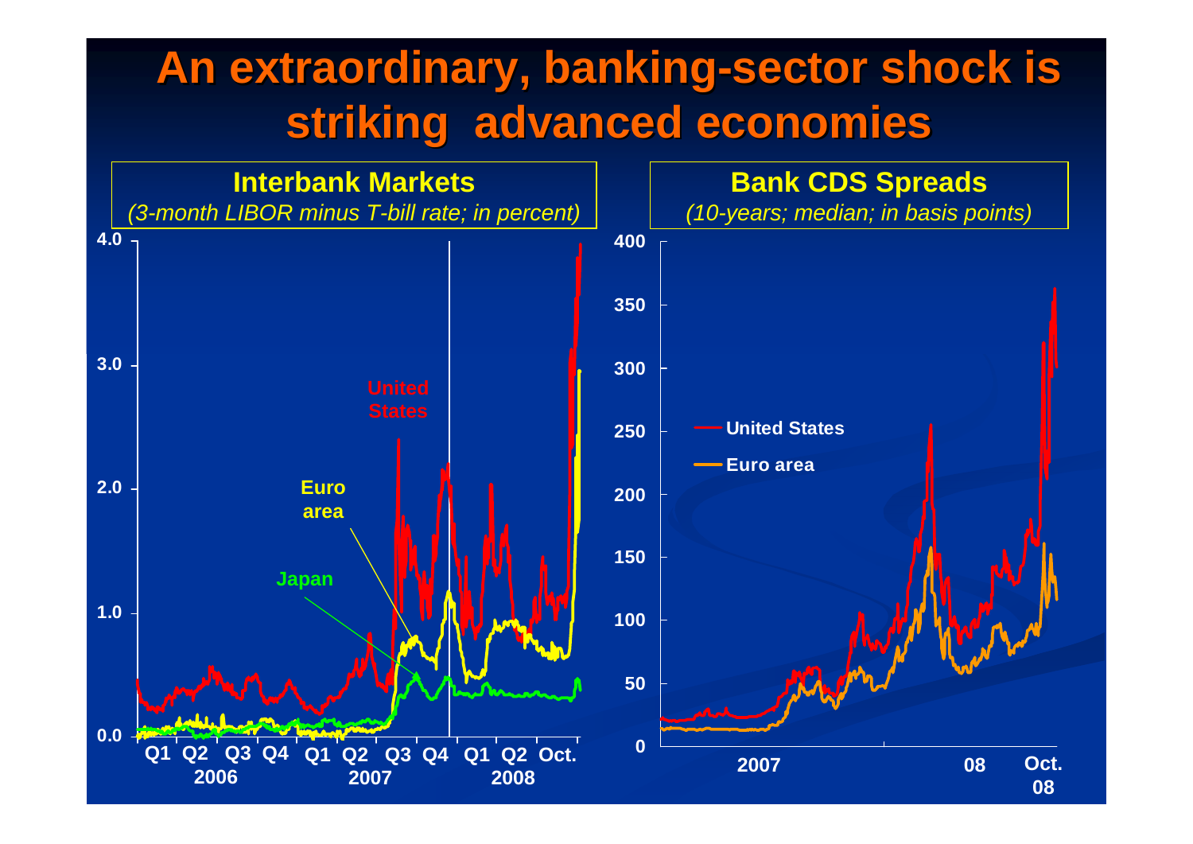# An extraordinary, banking-sector shock is striking advanced economies

## Interbank Markets

*(3-month LIBOR minus T-bill rate; in percent)*

4.0
3.0
2.0
1.0
0.0

United States

Euro area

Japan

Q1 Q2 Q3 Q4 Q1 Q2 Q3 Q4 Q1 Q2 Oct.
2006 2007 2008

## Bank CDS Spreads

*(10-years; median; in basis points)*

400
350
300
250
200
150
100
50
0

United States

Euro area

2007 08 Oct. 08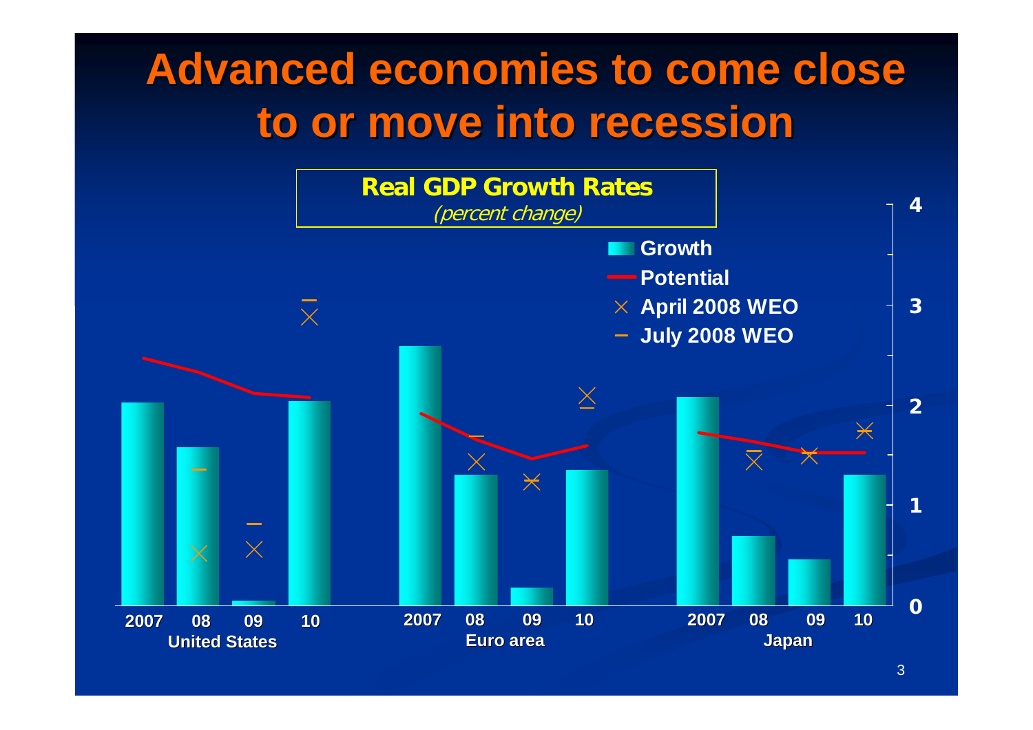# Advanced economies to come close to or move into recession

**Real GDP Growth Rates**
*(percent change)*

- Growth
- Potential
- April 2008 WEO
- July 2008 WEO

| | 2007 | 08 | 09 | 10 |
|---|---|---|---|---|
| **United States** | | | | |
| **Euro area** | | | | |
| **Japan** | | | | |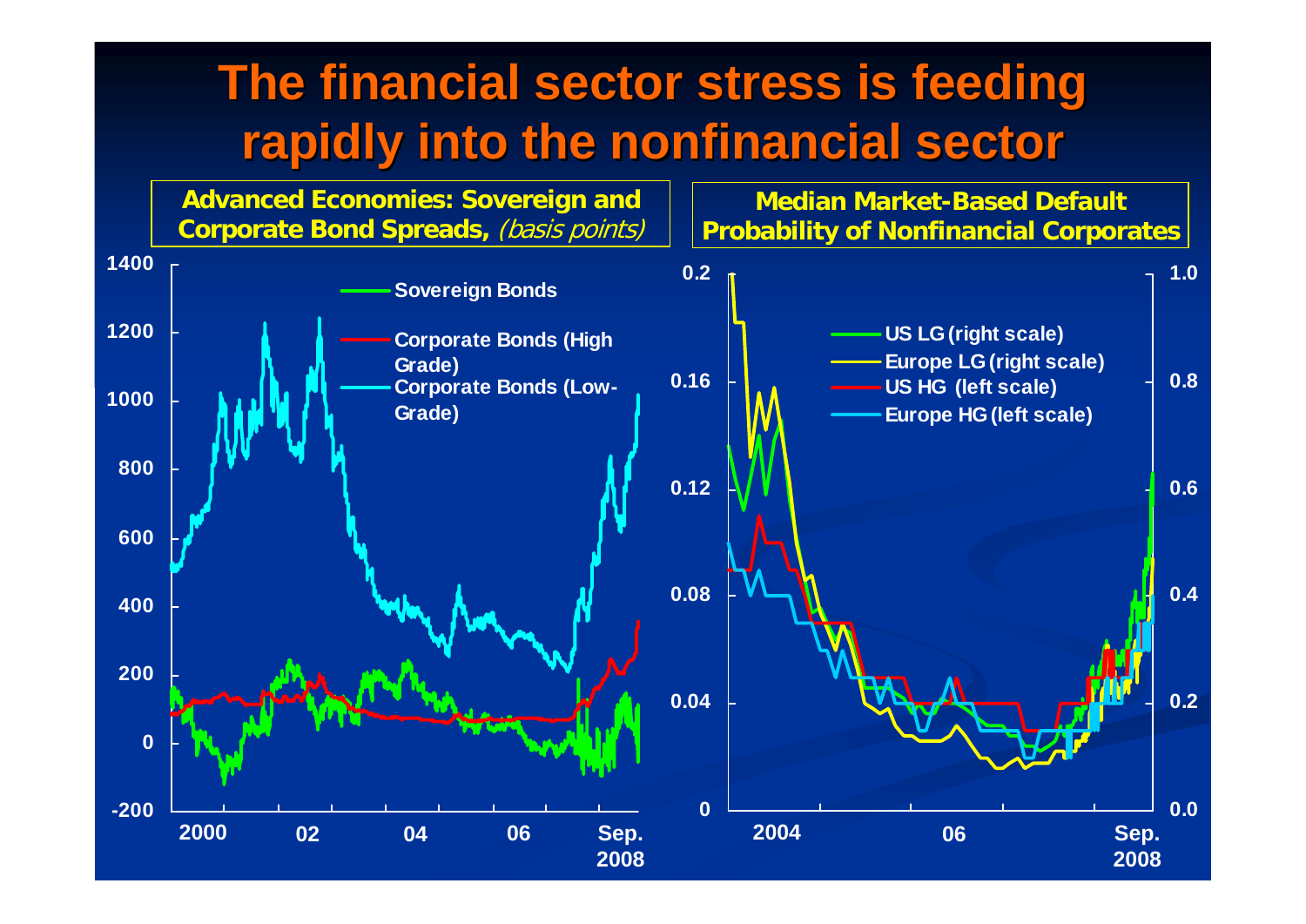# The financial sector stress is feeding rapidly into the nonfinancial sector

**Advanced Economies: Sovereign and Corporate Bond Spreads,** *(basis points)*

1400
1200
1000
800
600
400
200
0
-200

Sovereign Bonds
Corporate Bonds (High Grade)
Corporate Bonds (Low-Grade)

2000 02 04 06 Sep. 2008

**Median Market-Based Default Probability of Nonfinancial Corporates**

0.2
0.16
0.12
0.08
0.04
0

1.0
0.8
0.6
0.4
0.2
0.0

US LG (right scale)
Europe LG (right scale)
US HG (left scale)
Europe HG (left scale)

2004 06 Sep. 2008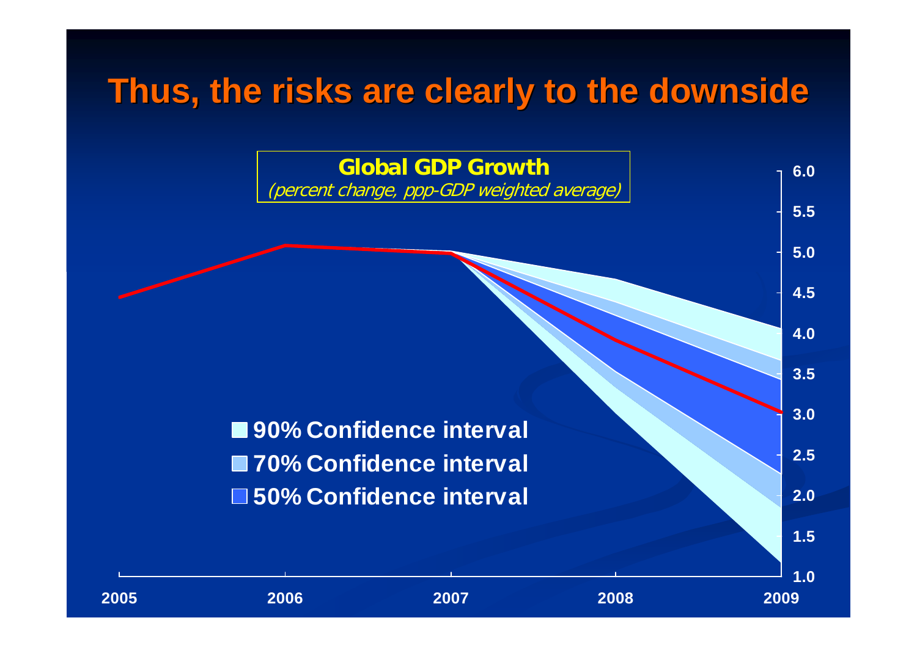# Thus, the risks are clearly to the downside

**Global GDP Growth**

*(percent change, ppp-GDP weighted average)*

- 90% Confidence interval
- 70% Confidence interval
- 50% Confidence interval

6.0
5.5
5.0
4.5
4.0
3.5
3.0
2.5
2.0
1.5
1.0

2005 2006 2007 2008 2009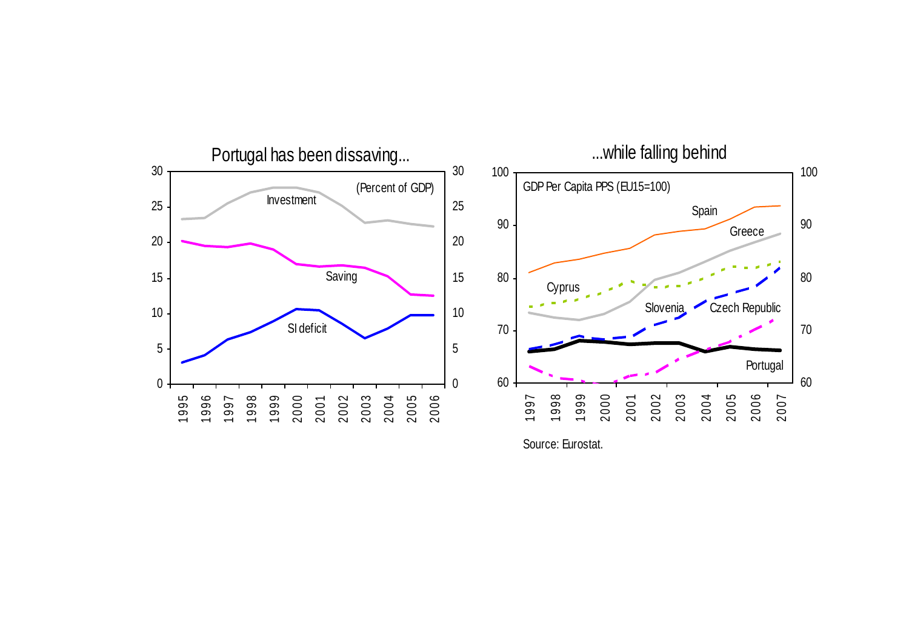Portugal has been dissaving...

...while falling behind

Source: Eurostat.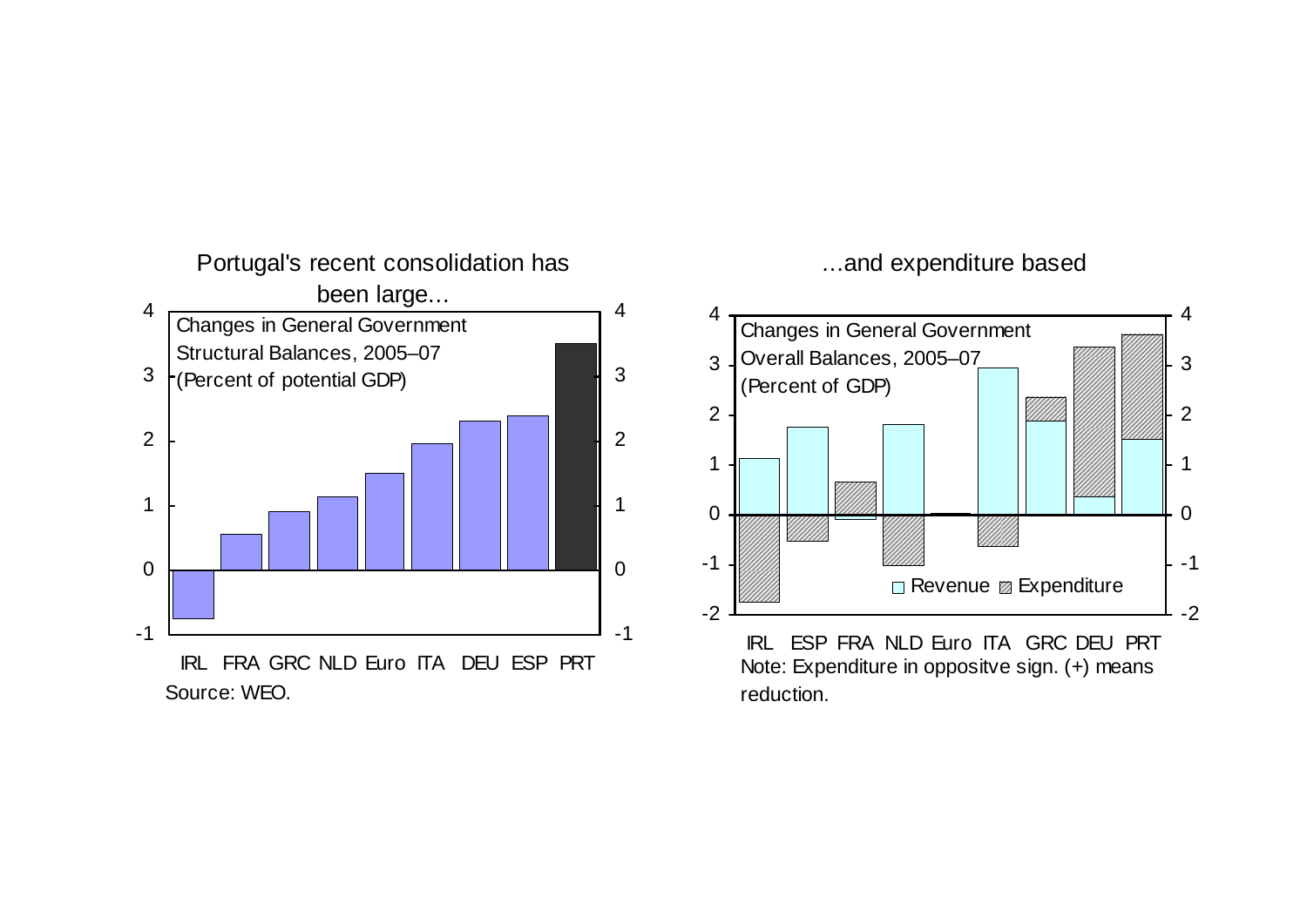## Portugal's recent consolidation has been large...

Changes in General Government Structural Balances, 2005–07 (Percent of potential GDP)

IRL FRA GRC NLD Euro ITA DEU ESP PRT

Source: WEO.

## ...and expenditure based

Changes in General Government Overall Balances, 2005–07 (Percent of GDP)

Revenue Expenditure

IRL ESP FRA NLD Euro ITA GRC DEU PRT

Note: Expenditure in oppositve sign. (+) means reduction.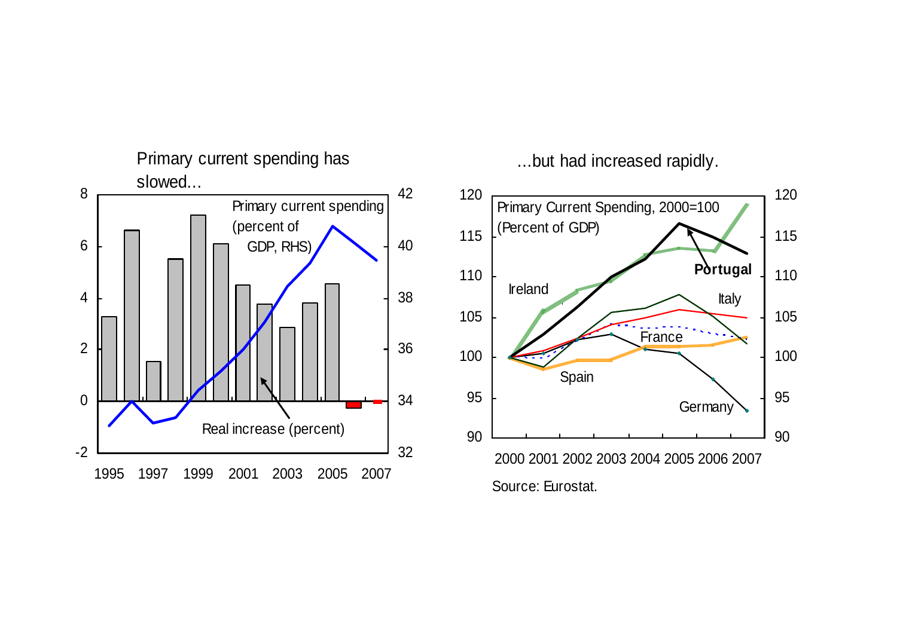Primary current spending has slowed...

...but had increased rapidly.

Source: Eurostat.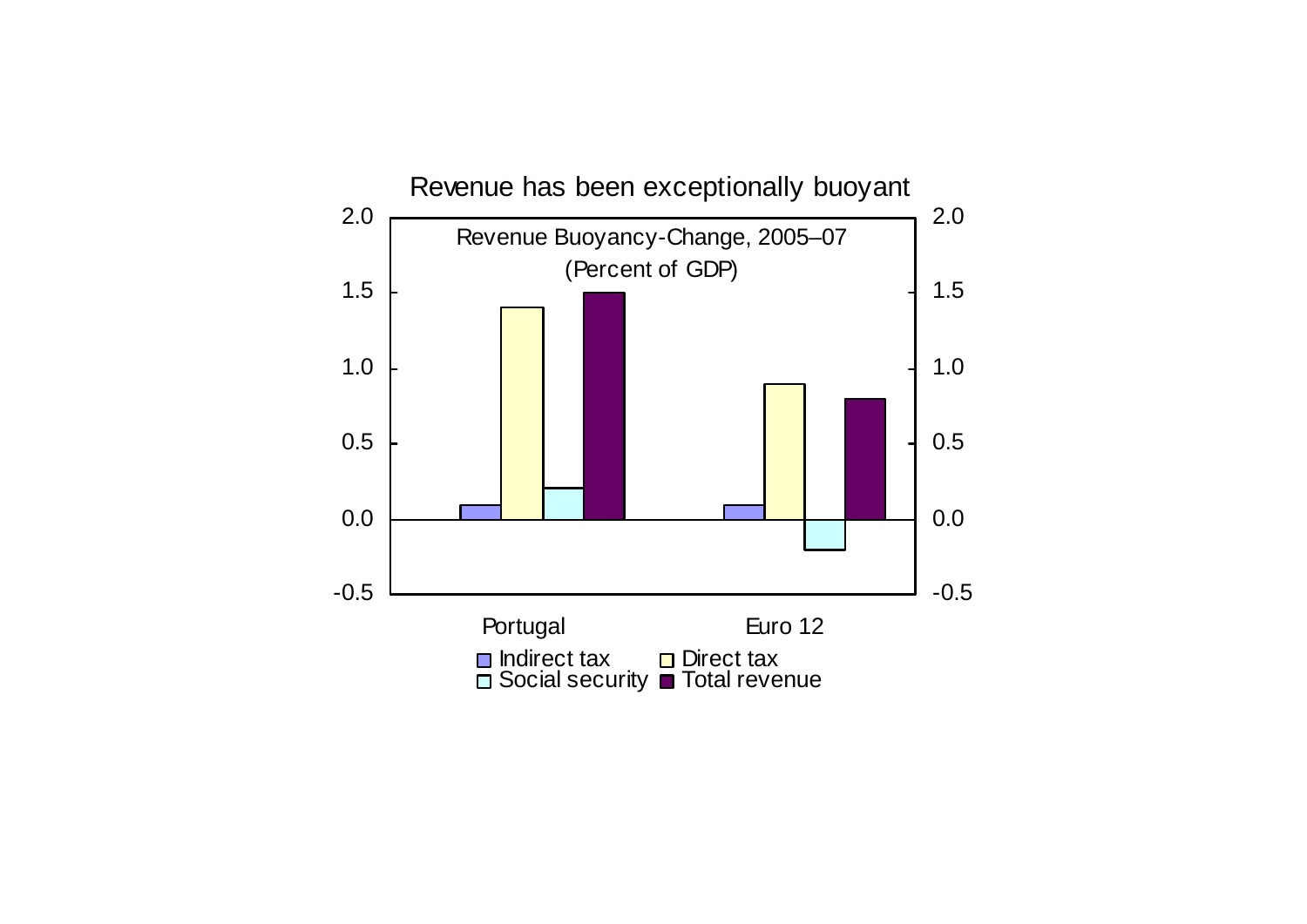Revenue has been exceptionally buoyant

Revenue Buoyancy-Change, 2005–07
(Percent of GDP)

| | Indirect tax | Direct tax | Social security | Total revenue |
|---|---|---|---|---|
| Portugal | 0.1 | 1.4 | 0.2 | 1.5 |
| Euro 12 | 0.1 | 0.9 | -0.2 | 0.8 |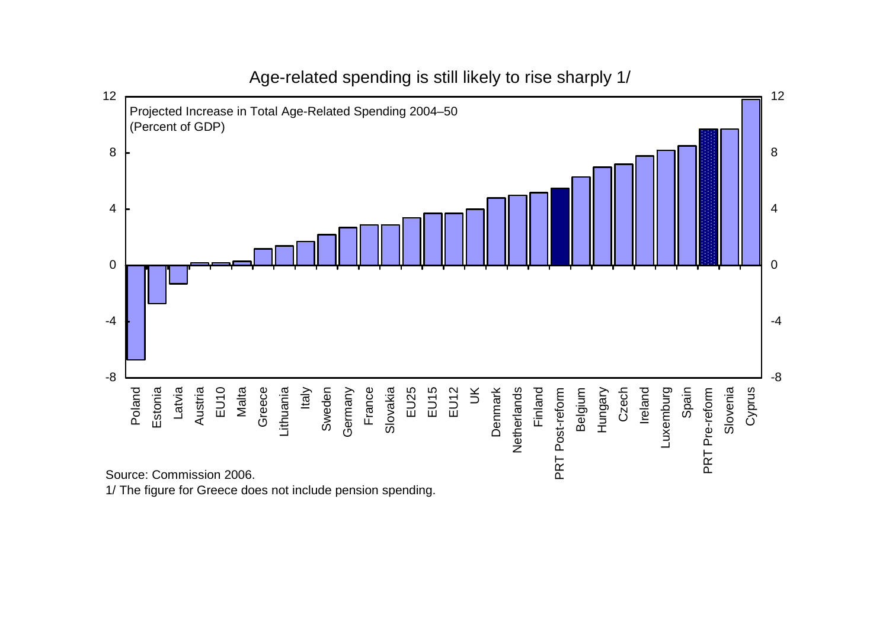Age-related spending is still likely to rise sharply 1/

Projected Increase in Total Age-Related Spending 2004–50
(Percent of GDP)

12
8
4
0
-4
-8

Poland
Estonia
Latvia
Austria
EU10
Malta
Greece
Lithuania
Italy
Sweden
Germany
France
Slovakia
EU25
EU15
EU12
UK
Denmark
Netherlands
Finland
PRT Post-reform
Belgium
Hungary
Czech
Ireland
Luxemburg
Spain
PRT Pre-reform
Slovenia
Cyprus

Source: Commission 2006.

1/ The figure for Greece does not include pension spending.